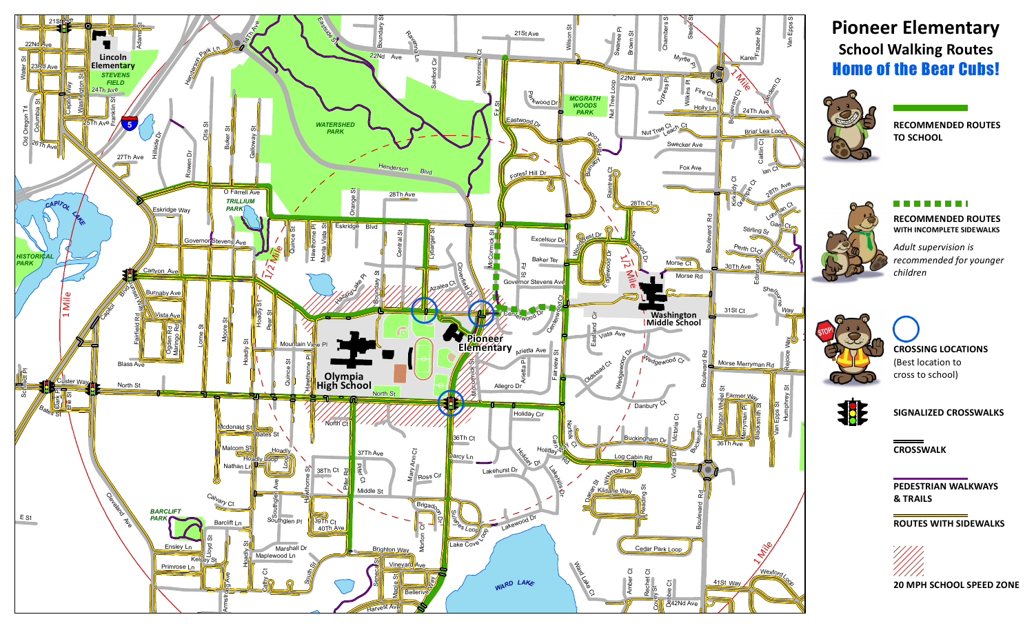# Pioneer Elementary

## School Walking Routes

## Home of the Bear Cubs!

**RECOMMENDED ROUTES TO SCHOOL**

**RECOMMENDED ROUTES WITH INCOMPLETE SIDEWALKS**

*Adult supervision is recommended for younger children*

**CROSSING LOCATIONS**
(Best location to cross to school)

**SIGNALIZED CROSSWALKS**

**CROSSWALK**

**PEDESTRIAN WALKWAYS & TRAILS**

**ROUTES WITH SIDEWALKS**

**20 MPH SCHOOL SPEED ZONE**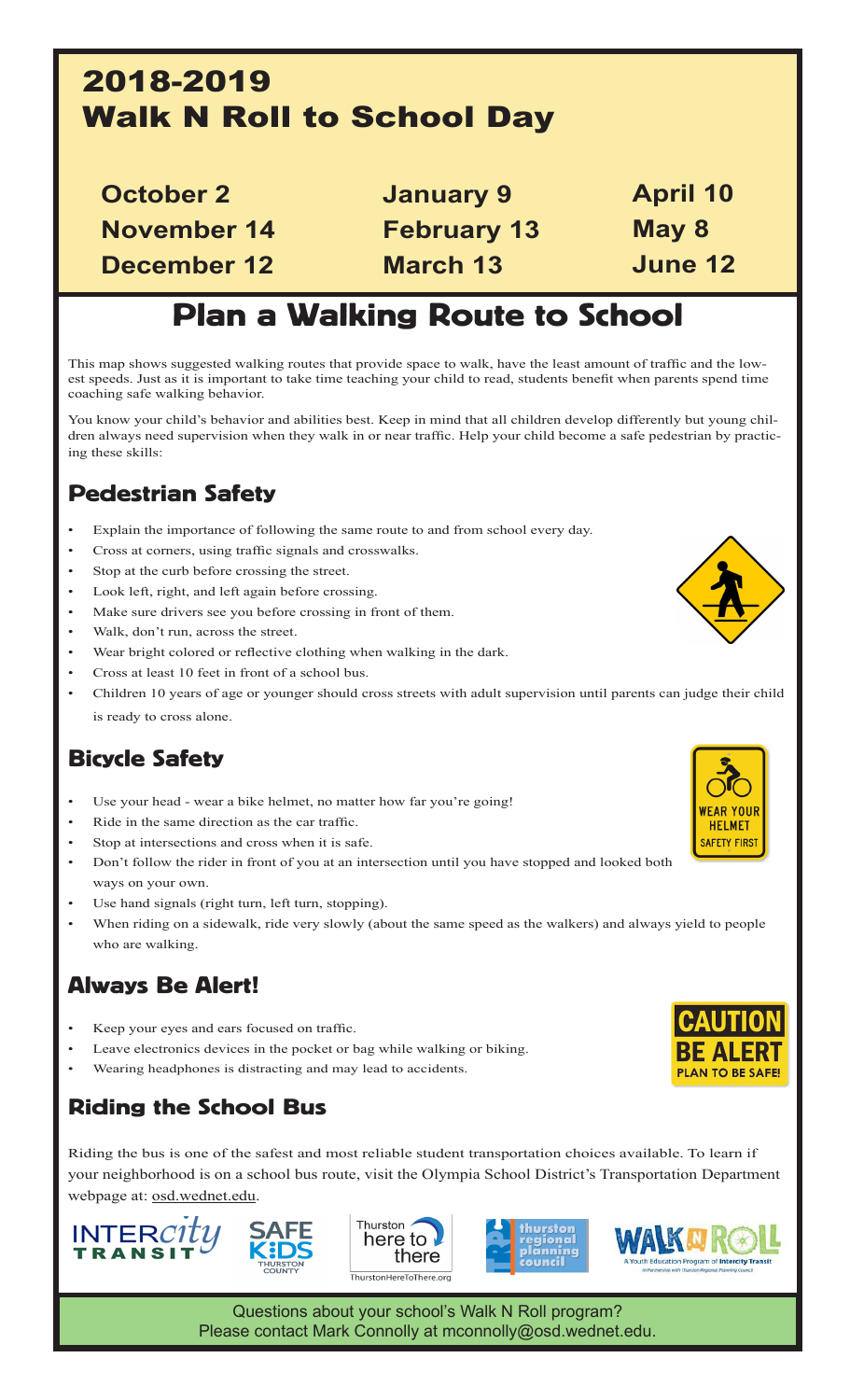# 2018-2019 Walk N Roll to School Day

| | | |
|---|---|---|
| **October 2** | **January 9** | **April 10** |
| **November 14** | **February 13** | **May 8** |
| **December 12** | **March 13** | **June 12** |

# Plan a Walking Route to School

This map shows suggested walking routes that provide space to walk, have the least amount of traffic and the lowest speeds. Just as it is important to take time teaching your child to read, students benefit when parents spend time coaching safe walking behavior.

You know your child's behavior and abilities best. Keep in mind that all children develop differently but young children always need supervision when they walk in or near traffic. Help your child become a safe pedestrian by practicing these skills:

## Pedestrian Safety

- Explain the importance of following the same route to and from school every day.
- Cross at corners, using traffic signals and crosswalks.
- Stop at the curb before crossing the street.
- Look left, right, and left again before crossing.
- Make sure drivers see you before crossing in front of them.
- Walk, don't run, across the street.
- Wear bright colored or reflective clothing when walking in the dark.
- Cross at least 10 feet in front of a school bus.
- Children 10 years of age or younger should cross streets with adult supervision until parents can judge their child is ready to cross alone.

## Bicycle Safety

- Use your head - wear a bike helmet, no matter how far you're going!
- Ride in the same direction as the car traffic.
- Stop at intersections and cross when it is safe.
- Don't follow the rider in front of you at an intersection until you have stopped and looked both ways on your own.
- Use hand signals (right turn, left turn, stopping).
- When riding on a sidewalk, ride very slowly (about the same speed as the walkers) and always yield to people who are walking.

WEAR YOUR HELMET SAFETY FIRST

## Always Be Alert!

- Keep your eyes and ears focused on traffic.
- Leave electronics devices in the pocket or bag while walking or biking.
- Wearing headphones is distracting and may lead to accidents.

CAUTION BE ALERT PLAN TO BE SAFE!

## Riding the School Bus

Riding the bus is one of the safest and most reliable student transportation choices available. To learn if your neighborhood is on a school bus route, visit the Olympia School District's Transportation Department webpage at: osd.wednet.edu.

INTERCITY TRANSIT | SAFE KIDS THURSTON COUNTY | Thurston here to there ThurstonHereToThere.org | thurston regional planning council | WALK N ROLL A Youth Education Program of Intercity Transit

Questions about your school's Walk N Roll program?
Please contact Mark Connolly at mconnolly@osd.wednet.edu.